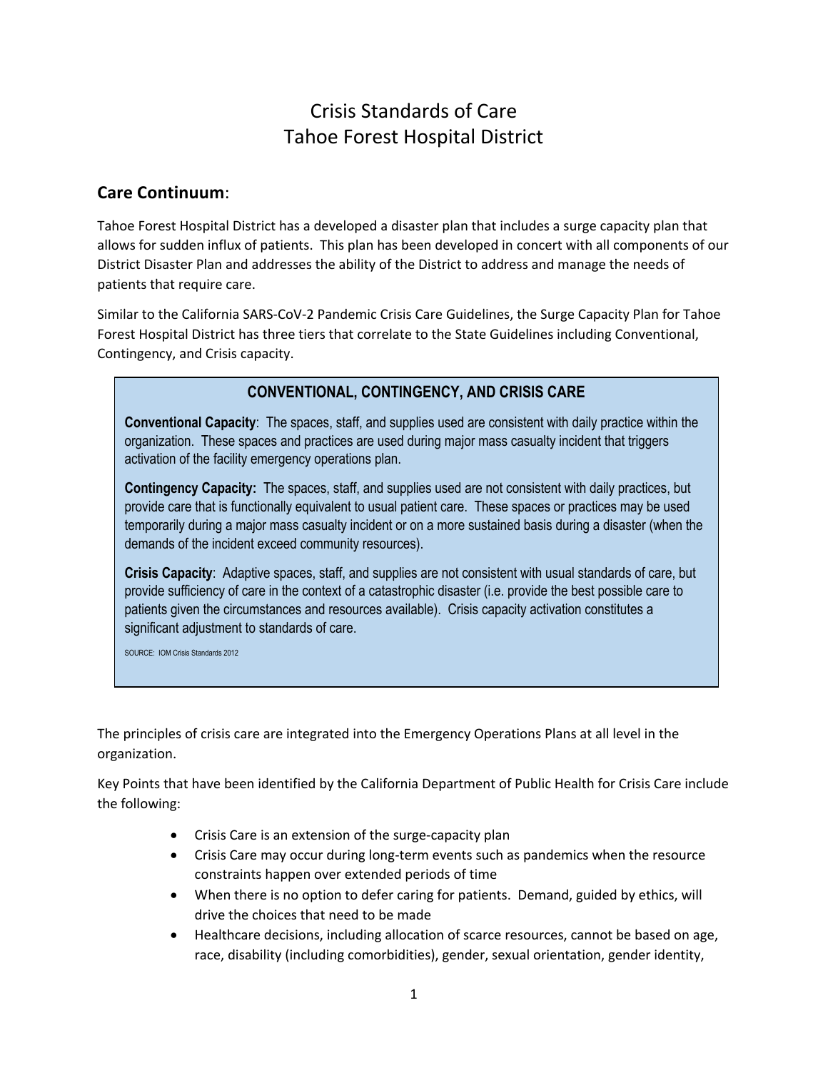# Crisis Standards of Care
# Tahoe Forest Hospital District

## Care Continuum:

Tahoe Forest Hospital District has a developed a disaster plan that includes a surge capacity plan that allows for sudden influx of patients. This plan has been developed in concert with all components of our District Disaster Plan and addresses the ability of the District to address and manage the needs of patients that require care.

Similar to the California SARS-CoV-2 Pandemic Crisis Care Guidelines, the Surge Capacity Plan for Tahoe Forest Hospital District has three tiers that correlate to the State Guidelines including Conventional, Contingency, and Crisis capacity.

### CONVENTIONAL, CONTINGENCY, AND CRISIS CARE

**Conventional Capacity**: The spaces, staff, and supplies used are consistent with daily practice within the organization. These spaces and practices are used during major mass casualty incident that triggers activation of the facility emergency operations plan.

**Contingency Capacity:** The spaces, staff, and supplies used are not consistent with daily practices, but provide care that is functionally equivalent to usual patient care. These spaces or practices may be used temporarily during a major mass casualty incident or on a more sustained basis during a disaster (when the demands of the incident exceed community resources).

**Crisis Capacity**: Adaptive spaces, staff, and supplies are not consistent with usual standards of care, but provide sufficiency of care in the context of a catastrophic disaster (i.e. provide the best possible care to patients given the circumstances and resources available). Crisis capacity activation constitutes a significant adjustment to standards of care.

SOURCE: IOM Crisis Standards 2012

The principles of crisis care are integrated into the Emergency Operations Plans at all level in the organization.

Key Points that have been identified by the California Department of Public Health for Crisis Care include the following:

- Crisis Care is an extension of the surge-capacity plan
- Crisis Care may occur during long-term events such as pandemics when the resource constraints happen over extended periods of time
- When there is no option to defer caring for patients. Demand, guided by ethics, will drive the choices that need to be made
- Healthcare decisions, including allocation of scarce resources, cannot be based on age, race, disability (including comorbidities), gender, sexual orientation, gender identity,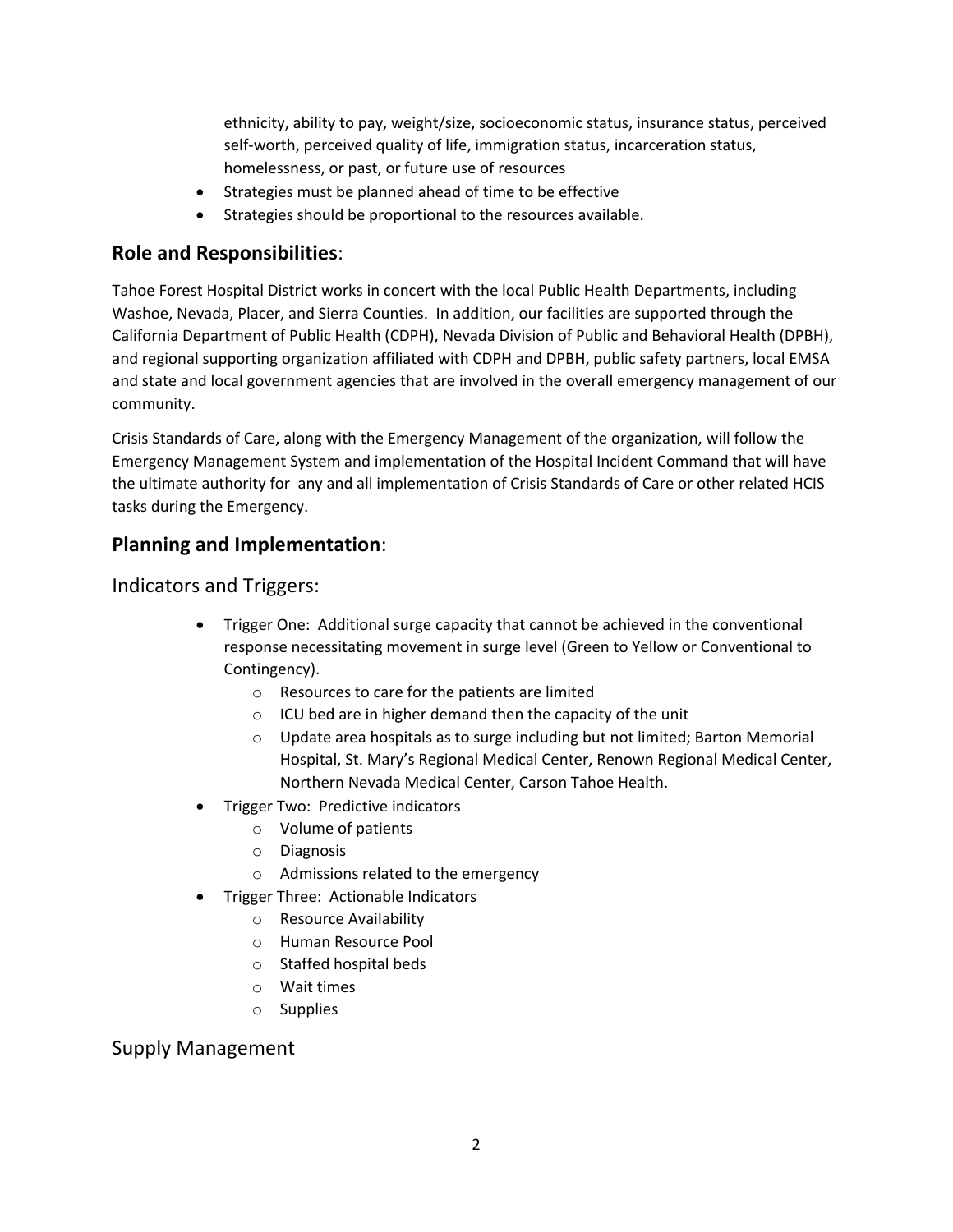ethnicity, ability to pay, weight/size, socioeconomic status, insurance status, perceived self-worth, perceived quality of life, immigration status, incarceration status, homelessness, or past, or future use of resources

- Strategies must be planned ahead of time to be effective
- Strategies should be proportional to the resources available.

## **Role and Responsibilities**:

Tahoe Forest Hospital District works in concert with the local Public Health Departments, including Washoe, Nevada, Placer, and Sierra Counties. In addition, our facilities are supported through the California Department of Public Health (CDPH), Nevada Division of Public and Behavioral Health (DPBH), and regional supporting organization affiliated with CDPH and DPBH, public safety partners, local EMSA and state and local government agencies that are involved in the overall emergency management of our community.

Crisis Standards of Care, along with the Emergency Management of the organization, will follow the Emergency Management System and implementation of the Hospital Incident Command that will have the ultimate authority for any and all implementation of Crisis Standards of Care or other related HCIS tasks during the Emergency.

## **Planning and Implementation**:

### Indicators and Triggers:

- Trigger One: Additional surge capacity that cannot be achieved in the conventional response necessitating movement in surge level (Green to Yellow or Conventional to Contingency).
  - Resources to care for the patients are limited
  - ICU bed are in higher demand then the capacity of the unit
  - Update area hospitals as to surge including but not limited; Barton Memorial Hospital, St. Mary's Regional Medical Center, Renown Regional Medical Center, Northern Nevada Medical Center, Carson Tahoe Health.
- Trigger Two: Predictive indicators
  - Volume of patients
  - Diagnosis
  - Admissions related to the emergency
- Trigger Three: Actionable Indicators
  - Resource Availability
  - Human Resource Pool
  - Staffed hospital beds
  - Wait times
  - Supplies

### Supply Management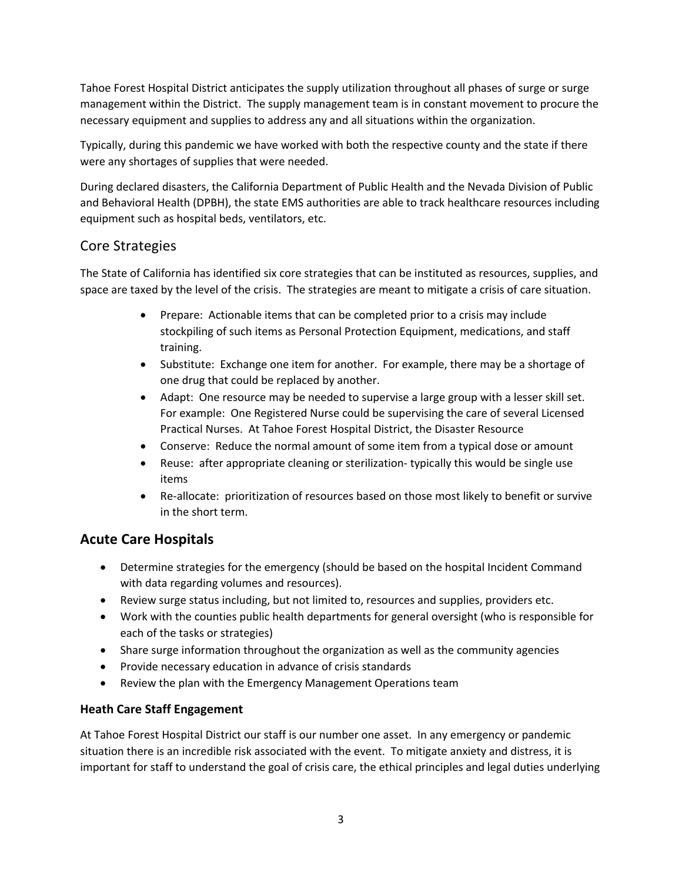Tahoe Forest Hospital District anticipates the supply utilization throughout all phases of surge or surge management within the District. The supply management team is in constant movement to procure the necessary equipment and supplies to address any and all situations within the organization.

Typically, during this pandemic we have worked with both the respective county and the state if there were any shortages of supplies that were needed.

During declared disasters, the California Department of Public Health and the Nevada Division of Public and Behavioral Health (DPBH), the state EMS authorities are able to track healthcare resources including equipment such as hospital beds, ventilators, etc.

## Core Strategies

The State of California has identified six core strategies that can be instituted as resources, supplies, and space are taxed by the level of the crisis. The strategies are meant to mitigate a crisis of care situation.

- Prepare: Actionable items that can be completed prior to a crisis may include stockpiling of such items as Personal Protection Equipment, medications, and staff training.
- Substitute: Exchange one item for another. For example, there may be a shortage of one drug that could be replaced by another.
- Adapt: One resource may be needed to supervise a large group with a lesser skill set. For example: One Registered Nurse could be supervising the care of several Licensed Practical Nurses. At Tahoe Forest Hospital District, the Disaster Resource
- Conserve: Reduce the normal amount of some item from a typical dose or amount
- Reuse: after appropriate cleaning or sterilization- typically this would be single use items
- Re-allocate: prioritization of resources based on those most likely to benefit or survive in the short term.

## Acute Care Hospitals

- Determine strategies for the emergency (should be based on the hospital Incident Command with data regarding volumes and resources).
- Review surge status including, but not limited to, resources and supplies, providers etc.
- Work with the counties public health departments for general oversight (who is responsible for each of the tasks or strategies)
- Share surge information throughout the organization as well as the community agencies
- Provide necessary education in advance of crisis standards
- Review the plan with the Emergency Management Operations team

### Heath Care Staff Engagement

At Tahoe Forest Hospital District our staff is our number one asset. In any emergency or pandemic situation there is an incredible risk associated with the event. To mitigate anxiety and distress, it is important for staff to understand the goal of crisis care, the ethical principles and legal duties underlying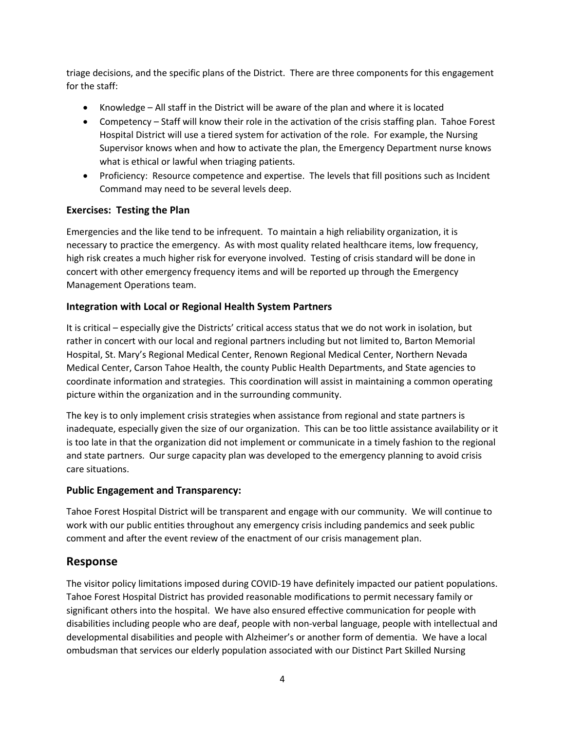triage decisions, and the specific plans of the District. There are three components for this engagement for the staff:

- Knowledge – All staff in the District will be aware of the plan and where it is located
- Competency – Staff will know their role in the activation of the crisis staffing plan. Tahoe Forest Hospital District will use a tiered system for activation of the role. For example, the Nursing Supervisor knows when and how to activate the plan, the Emergency Department nurse knows what is ethical or lawful when triaging patients.
- Proficiency: Resource competence and expertise. The levels that fill positions such as Incident Command may need to be several levels deep.

### Exercises: Testing the Plan

Emergencies and the like tend to be infrequent. To maintain a high reliability organization, it is necessary to practice the emergency. As with most quality related healthcare items, low frequency, high risk creates a much higher risk for everyone involved. Testing of crisis standard will be done in concert with other emergency frequency items and will be reported up through the Emergency Management Operations team.

### Integration with Local or Regional Health System Partners

It is critical – especially give the Districts' critical access status that we do not work in isolation, but rather in concert with our local and regional partners including but not limited to, Barton Memorial Hospital, St. Mary's Regional Medical Center, Renown Regional Medical Center, Northern Nevada Medical Center, Carson Tahoe Health, the county Public Health Departments, and State agencies to coordinate information and strategies. This coordination will assist in maintaining a common operating picture within the organization and in the surrounding community.

The key is to only implement crisis strategies when assistance from regional and state partners is inadequate, especially given the size of our organization. This can be too little assistance availability or it is too late in that the organization did not implement or communicate in a timely fashion to the regional and state partners. Our surge capacity plan was developed to the emergency planning to avoid crisis care situations.

### Public Engagement and Transparency:

Tahoe Forest Hospital District will be transparent and engage with our community. We will continue to work with our public entities throughout any emergency crisis including pandemics and seek public comment and after the event review of the enactment of our crisis management plan.

## Response

The visitor policy limitations imposed during COVID-19 have definitely impacted our patient populations. Tahoe Forest Hospital District has provided reasonable modifications to permit necessary family or significant others into the hospital. We have also ensured effective communication for people with disabilities including people who are deaf, people with non-verbal language, people with intellectual and developmental disabilities and people with Alzheimer's or another form of dementia. We have a local ombudsman that services our elderly population associated with our Distinct Part Skilled Nursing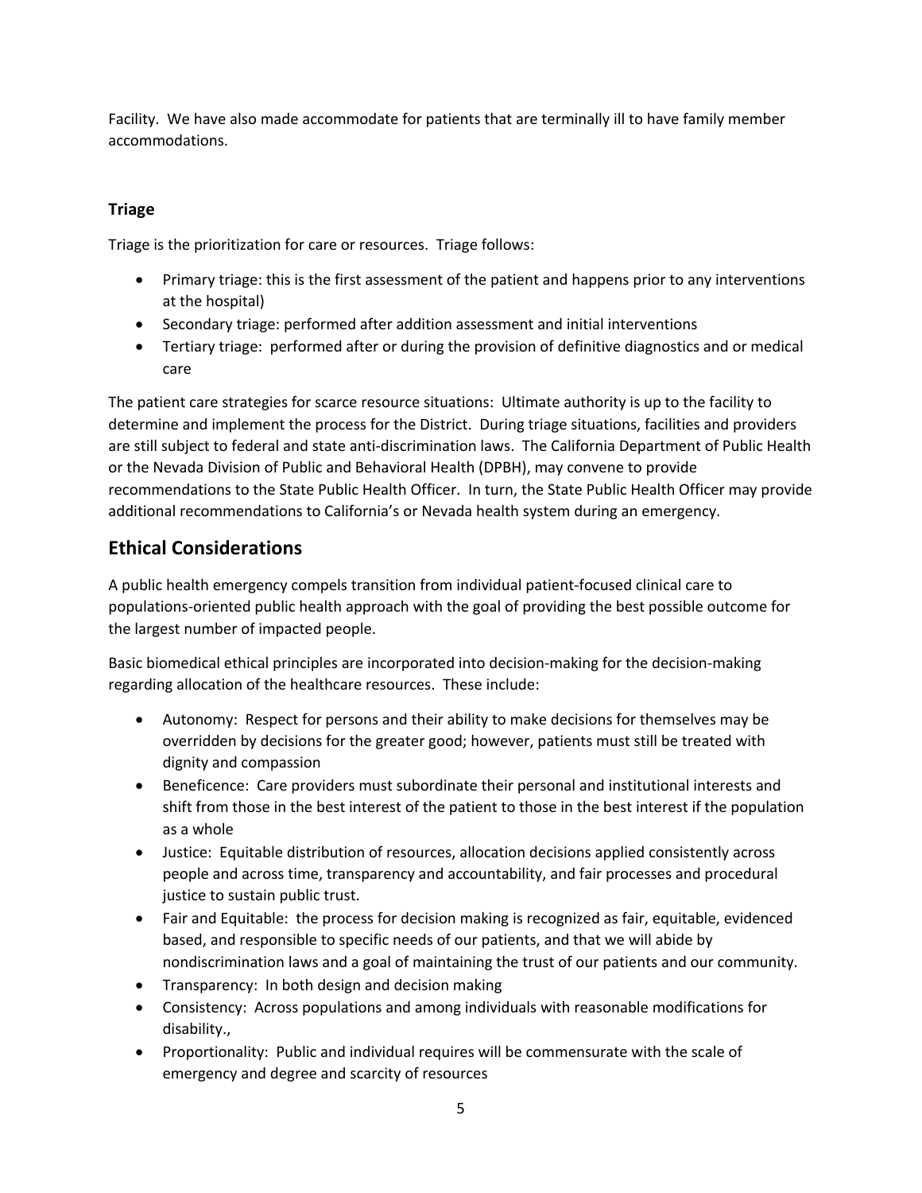Facility. We have also made accommodate for patients that are terminally ill to have family member accommodations.

### Triage

Triage is the prioritization for care or resources. Triage follows:

- Primary triage: this is the first assessment of the patient and happens prior to any interventions at the hospital)
- Secondary triage: performed after addition assessment and initial interventions
- Tertiary triage: performed after or during the provision of definitive diagnostics and or medical care

The patient care strategies for scarce resource situations: Ultimate authority is up to the facility to determine and implement the process for the District. During triage situations, facilities and providers are still subject to federal and state anti-discrimination laws. The California Department of Public Health or the Nevada Division of Public and Behavioral Health (DPBH), may convene to provide recommendations to the State Public Health Officer. In turn, the State Public Health Officer may provide additional recommendations to California's or Nevada health system during an emergency.

## Ethical Considerations

A public health emergency compels transition from individual patient-focused clinical care to populations-oriented public health approach with the goal of providing the best possible outcome for the largest number of impacted people.

Basic biomedical ethical principles are incorporated into decision-making for the decision-making regarding allocation of the healthcare resources. These include:

- Autonomy: Respect for persons and their ability to make decisions for themselves may be overridden by decisions for the greater good; however, patients must still be treated with dignity and compassion
- Beneficence: Care providers must subordinate their personal and institutional interests and shift from those in the best interest of the patient to those in the best interest if the population as a whole
- Justice: Equitable distribution of resources, allocation decisions applied consistently across people and across time, transparency and accountability, and fair processes and procedural justice to sustain public trust.
- Fair and Equitable: the process for decision making is recognized as fair, equitable, evidenced based, and responsible to specific needs of our patients, and that we will abide by nondiscrimination laws and a goal of maintaining the trust of our patients and our community.
- Transparency: In both design and decision making
- Consistency: Across populations and among individuals with reasonable modifications for disability.,
- Proportionality: Public and individual requires will be commensurate with the scale of emergency and degree and scarcity of resources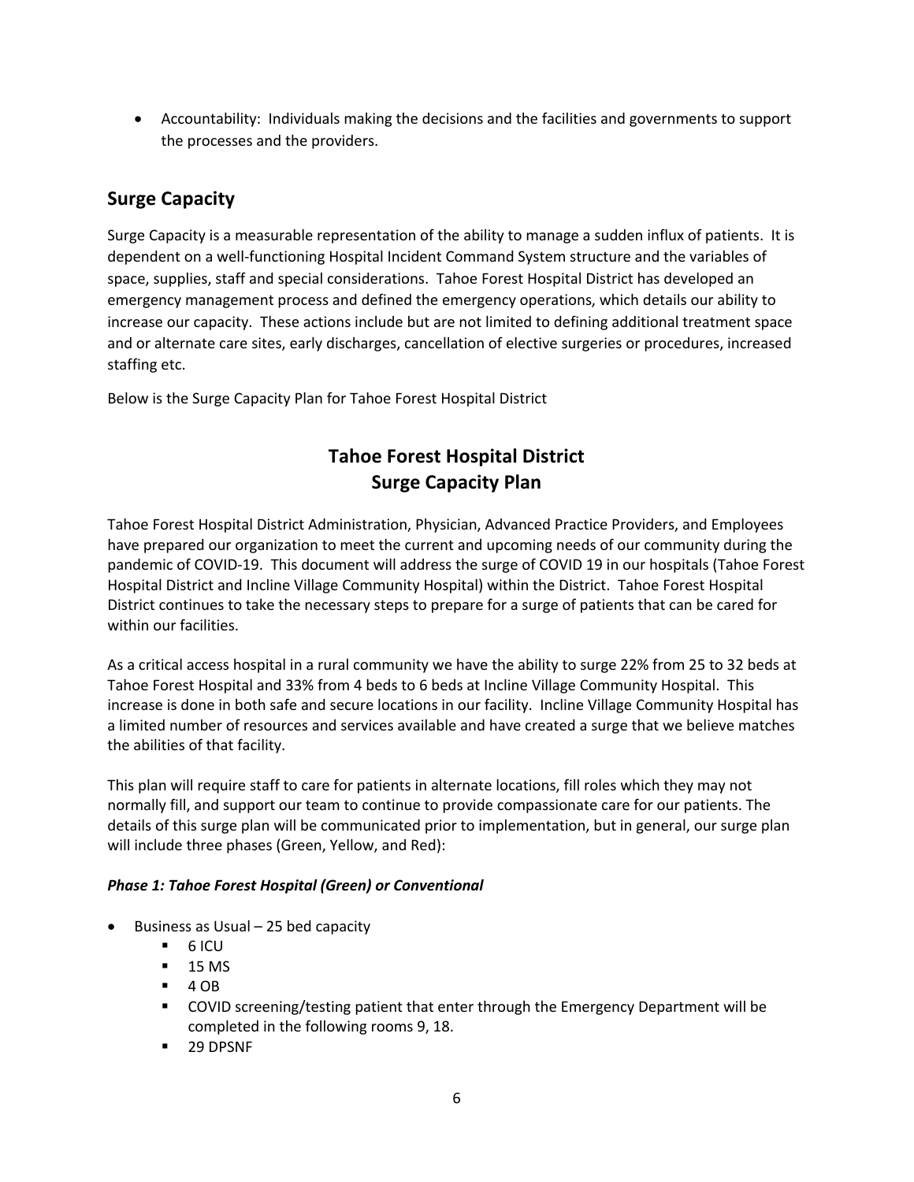- Accountability: Individuals making the decisions and the facilities and governments to support the processes and the providers.

## Surge Capacity

Surge Capacity is a measurable representation of the ability to manage a sudden influx of patients. It is dependent on a well-functioning Hospital Incident Command System structure and the variables of space, supplies, staff and special considerations. Tahoe Forest Hospital District has developed an emergency management process and defined the emergency operations, which details our ability to increase our capacity. These actions include but are not limited to defining additional treatment space and or alternate care sites, early discharges, cancellation of elective surgeries or procedures, increased staffing etc.

Below is the Surge Capacity Plan for Tahoe Forest Hospital District

## Tahoe Forest Hospital District Surge Capacity Plan

Tahoe Forest Hospital District Administration, Physician, Advanced Practice Providers, and Employees have prepared our organization to meet the current and upcoming needs of our community during the pandemic of COVID-19. This document will address the surge of COVID 19 in our hospitals (Tahoe Forest Hospital District and Incline Village Community Hospital) within the District. Tahoe Forest Hospital District continues to take the necessary steps to prepare for a surge of patients that can be cared for within our facilities.

As a critical access hospital in a rural community we have the ability to surge 22% from 25 to 32 beds at Tahoe Forest Hospital and 33% from 4 beds to 6 beds at Incline Village Community Hospital. This increase is done in both safe and secure locations in our facility. Incline Village Community Hospital has a limited number of resources and services available and have created a surge that we believe matches the abilities of that facility.

This plan will require staff to care for patients in alternate locations, fill roles which they may not normally fill, and support our team to continue to provide compassionate care for our patients. The details of this surge plan will be communicated prior to implementation, but in general, our surge plan will include three phases (Green, Yellow, and Red):

***Phase 1: Tahoe Forest Hospital (Green) or Conventional***

- Business as Usual – 25 bed capacity
  - 6 ICU
  - 15 MS
  - 4 OB
  - COVID screening/testing patient that enter through the Emergency Department will be completed in the following rooms 9, 18.
  - 29 DPSNF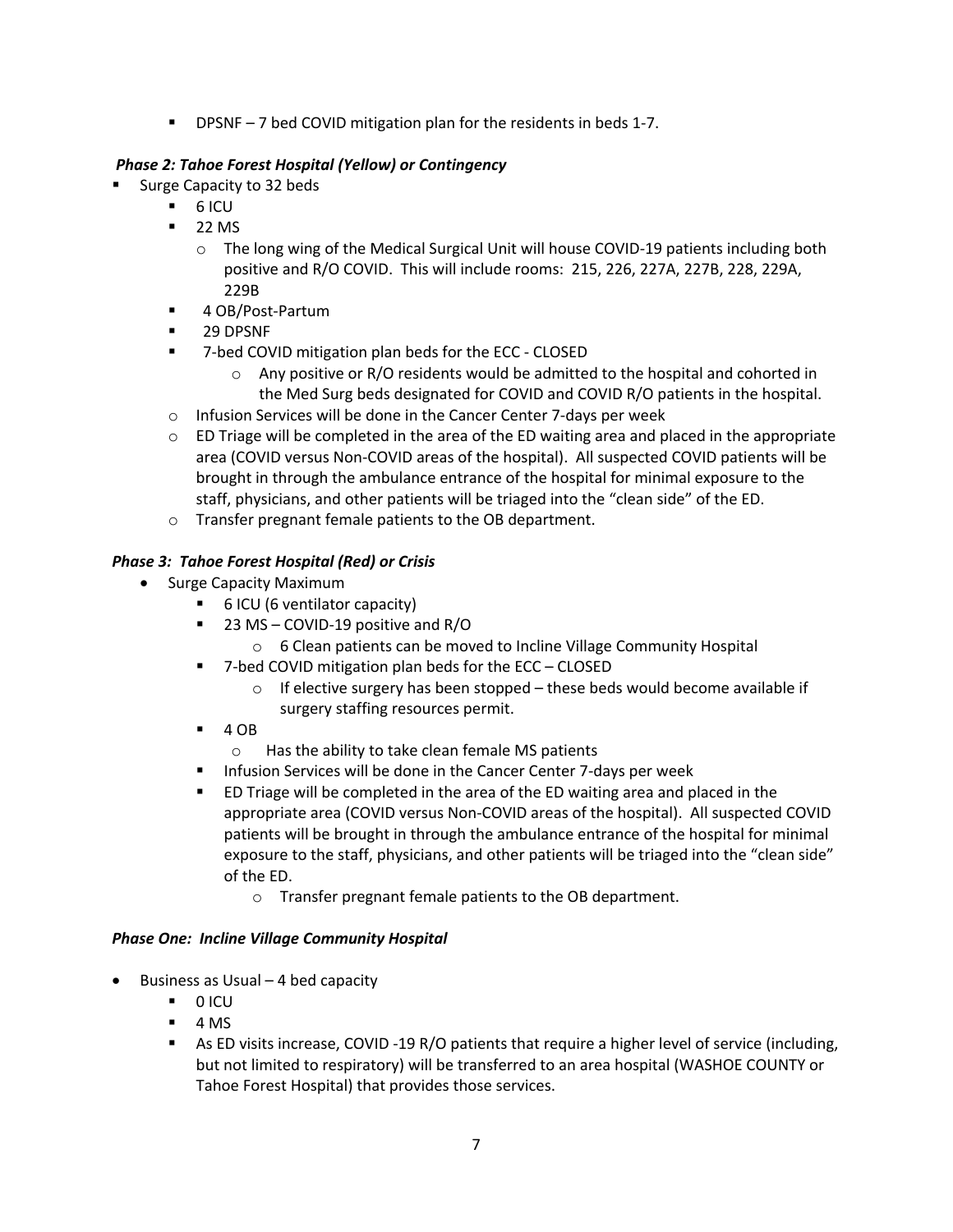- DPSNF – 7 bed COVID mitigation plan for the residents in beds 1-7.

***Phase 2: Tahoe Forest Hospital (Yellow) or Contingency***

- Surge Capacity to 32 beds
  - 6 ICU
  - 22 MS
    - The long wing of the Medical Surgical Unit will house COVID-19 patients including both positive and R/O COVID. This will include rooms: 215, 226, 227A, 227B, 228, 229A, 229B
  - 4 OB/Post-Partum
  - 29 DPSNF
  - 7-bed COVID mitigation plan beds for the ECC - CLOSED
    - Any positive or R/O residents would be admitted to the hospital and cohorted in the Med Surg beds designated for COVID and COVID R/O patients in the hospital.
  - Infusion Services will be done in the Cancer Center 7-days per week
  - ED Triage will be completed in the area of the ED waiting area and placed in the appropriate area (COVID versus Non-COVID areas of the hospital). All suspected COVID patients will be brought in through the ambulance entrance of the hospital for minimal exposure to the staff, physicians, and other patients will be triaged into the "clean side" of the ED.
  - Transfer pregnant female patients to the OB department.

***Phase 3: Tahoe Forest Hospital (Red) or Crisis***

- Surge Capacity Maximum
  - 6 ICU (6 ventilator capacity)
  - 23 MS – COVID-19 positive and R/O
    - 6 Clean patients can be moved to Incline Village Community Hospital
  - 7-bed COVID mitigation plan beds for the ECC – CLOSED
    - If elective surgery has been stopped – these beds would become available if surgery staffing resources permit.
  - 4 OB
    - Has the ability to take clean female MS patients
  - Infusion Services will be done in the Cancer Center 7-days per week
  - ED Triage will be completed in the area of the ED waiting area and placed in the appropriate area (COVID versus Non-COVID areas of the hospital). All suspected COVID patients will be brought in through the ambulance entrance of the hospital for minimal exposure to the staff, physicians, and other patients will be triaged into the "clean side" of the ED.
    - Transfer pregnant female patients to the OB department.

***Phase One: Incline Village Community Hospital***

- Business as Usual – 4 bed capacity
  - 0 ICU
  - 4 MS
  - As ED visits increase, COVID -19 R/O patients that require a higher level of service (including, but not limited to respiratory) will be transferred to an area hospital (WASHOE COUNTY or Tahoe Forest Hospital) that provides those services.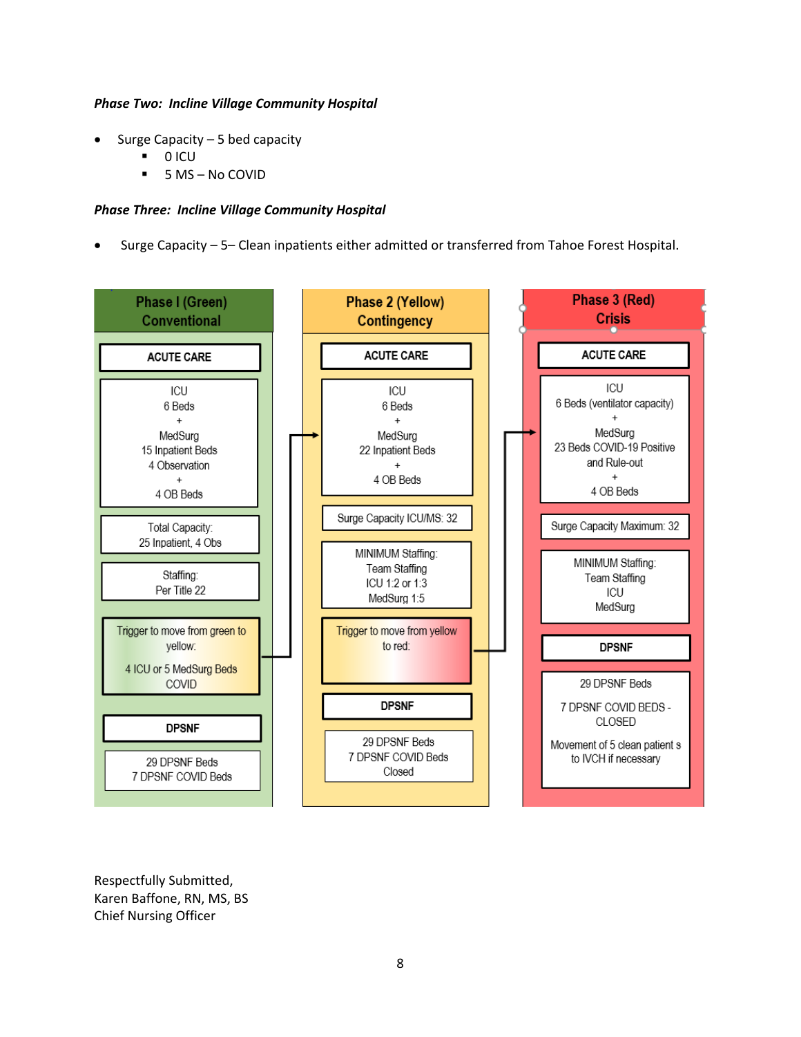***Phase Two: Incline Village Community Hospital***

- Surge Capacity – 5 bed capacity
  - 0 ICU
  - 5 MS – No COVID

***Phase Three: Incline Village Community Hospital***

- Surge Capacity – 5– Clean inpatients either admitted or transferred from Tahoe Forest Hospital.

**Phase I (Green) Conventional**

ACUTE CARE

ICU
6 Beds
+
MedSurg
15 Inpatient Beds
4 Observation
+
4 OB Beds

Total Capacity:
25 Inpatient, 4 Obs

Staffing:
Per Title 22

Trigger to move from green to yellow:
4 ICU or 5 MedSurg Beds COVID

DPSNF

29 DPSNF Beds
7 DPSNF COVID Beds

**Phase 2 (Yellow) Contingency**

ACUTE CARE

ICU
6 Beds
+
MedSurg
22 Inpatient Beds
+
4 OB Beds

Surge Capacity ICU/MS: 32

MINIMUM Staffing:
Team Staffing
ICU 1:2 or 1:3
MedSurg 1:5

Trigger to move from yellow to red:

DPSNF

29 DPSNF Beds
7 DPSNF COVID Beds
Closed

**Phase 3 (Red) Crisis**

ACUTE CARE

ICU
6 Beds (ventilator capacity)
+
MedSurg
23 Beds COVID-19 Positive and Rule-out
+
4 OB Beds

Surge Capacity Maximum: 32

MINIMUM Staffing:
Team Staffing
ICU
MedSurg

DPSNF

29 DPSNF Beds

7 DPSNF COVID BEDS - CLOSED

Movement of 5 clean patient s to IVCH if necessary

Respectfully Submitted,
Karen Baffone, RN, MS, BS
Chief Nursing Officer